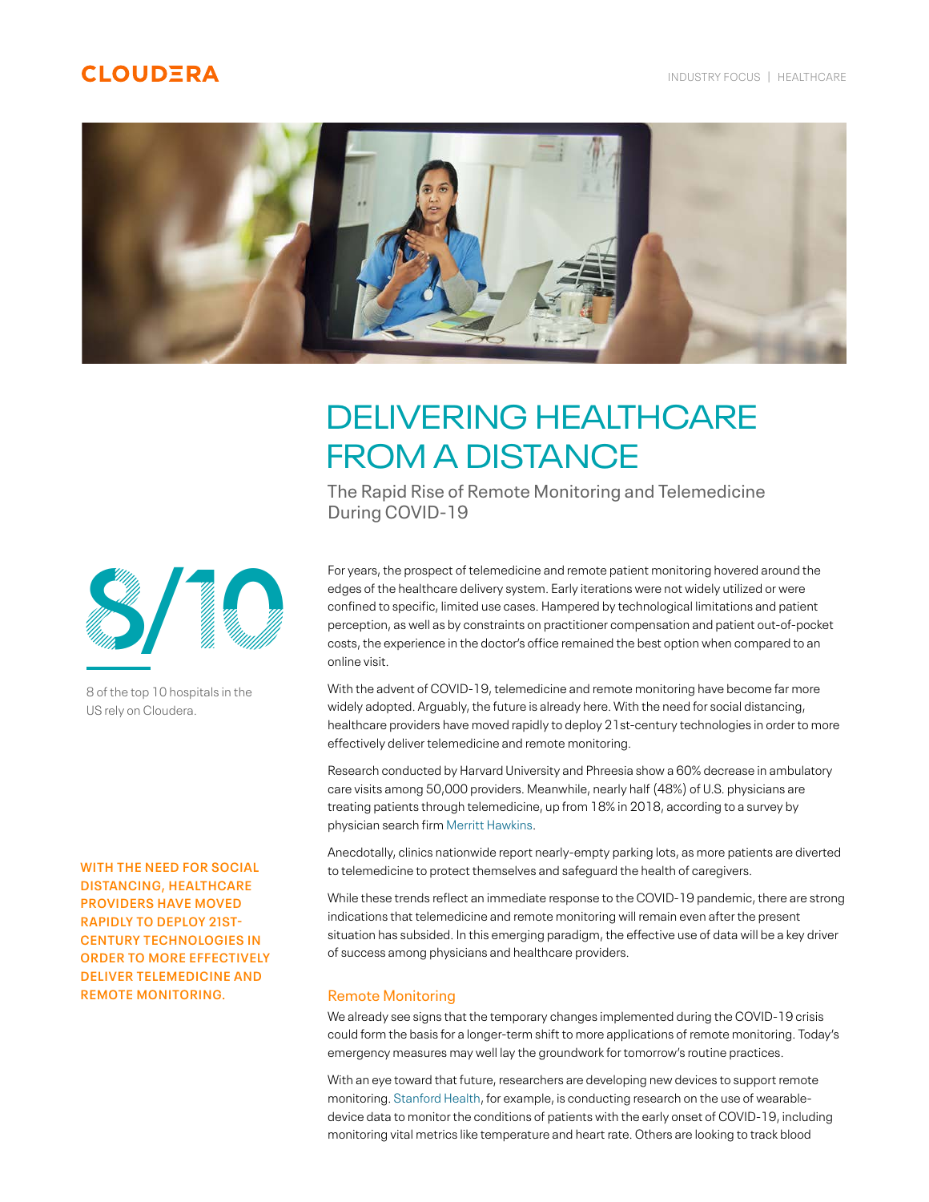# DELIVERING HEALTHCARE FROM A DISTANCE

## The Rapid Rise of Remote Monitoring and Telemedicine During COVID-19

**8/10**

8 of the top 10 hospitals in the US rely on Cloudera.

For years, the prospect of telemedicine and remote patient monitoring hovered around the edges of the healthcare delivery system. Early iterations were not widely utilized or were confined to specific, limited use cases. Hampered by technological limitations and patient perception, as well as by constraints on practitioner compensation and patient out-of-pocket costs, the experience in the doctor's office remained the best option when compared to an online visit.

With the advent of COVID-19, telemedicine and remote monitoring have become far more widely adopted. Arguably, the future is already here. With the need for social distancing, healthcare providers have moved rapidly to deploy 21st-century technologies in order to more effectively deliver telemedicine and remote monitoring.

Research conducted by Harvard University and Phreesia show a 60% decrease in ambulatory care visits among 50,000 providers. Meanwhile, nearly half (48%) of U.S. physicians are treating patients through telemedicine, up from 18% in 2018, according to a survey by physician search firm Merritt Hawkins.

Anecdotally, clinics nationwide report nearly-empty parking lots, as more patients are diverted to telemedicine to protect themselves and safeguard the health of caregivers.

**WITH THE NEED FOR SOCIAL DISTANCING, HEALTHCARE PROVIDERS HAVE MOVED RAPIDLY TO DEPLOY 21ST-CENTURY TECHNOLOGIES IN ORDER TO MORE EFFECTIVELY DELIVER TELEMEDICINE AND REMOTE MONITORING.**

While these trends reflect an immediate response to the COVID-19 pandemic, there are strong indications that telemedicine and remote monitoring will remain even after the present situation has subsided. In this emerging paradigm, the effective use of data will be a key driver of success among physicians and healthcare providers.

### Remote Monitoring

We already see signs that the temporary changes implemented during the COVID-19 crisis could form the basis for a longer-term shift to more applications of remote monitoring. Today's emergency measures may well lay the groundwork for tomorrow's routine practices.

With an eye toward that future, researchers are developing new devices to support remote monitoring. Stanford Health, for example, is conducting research on the use of wearable-device data to monitor the conditions of patients with the early onset of COVID-19, including monitoring vital metrics like temperature and heart rate. Others are looking to track blood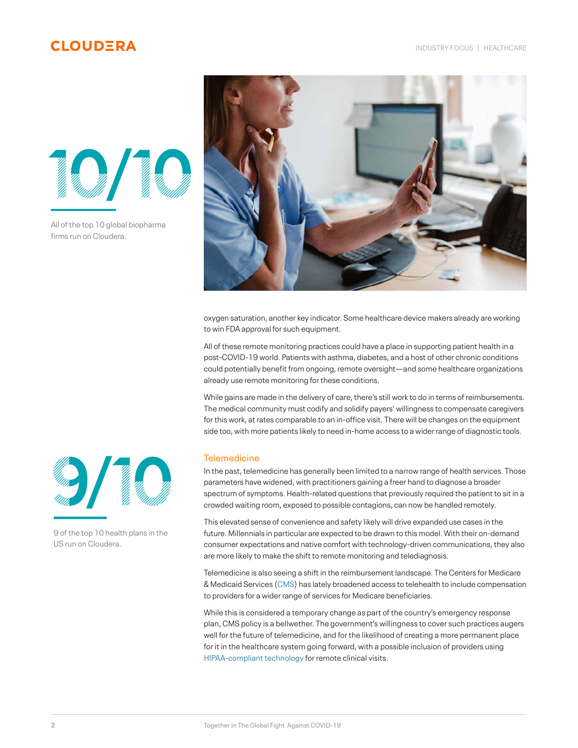10/10

All of the top 10 global biopharma firms run on Cloudera.

oxygen saturation, another key indicator. Some healthcare device makers already are working to win FDA approval for such equipment.

All of these remote monitoring practices could have a place in supporting patient health in a post-COVID-19 world. Patients with asthma, diabetes, and a host of other chronic conditions could potentially benefit from ongoing, remote oversight—and some healthcare organizations already use remote monitoring for these conditions.

While gains are made in the delivery of care, there's still work to do in terms of reimbursements. The medical community must codify and solidify payers' willingness to compensate caregivers for this work, at rates comparable to an in-office visit. There will be changes on the equipment side too, with more patients likely to need in-home access to a wider range of diagnostic tools.

9/10

9 of the top 10 health plans in the US run on Cloudera.

## Telemedicine

In the past, telemedicine has generally been limited to a narrow range of health services. Those parameters have widened, with practitioners gaining a freer hand to diagnose a broader spectrum of symptoms. Health-related questions that previously required the patient to sit in a crowded waiting room, exposed to possible contagions, can now be handled remotely.

This elevated sense of convenience and safety likely will drive expanded use cases in the future. Millennials in particular are expected to be drawn to this model. With their on-demand consumer expectations and native comfort with technology-driven communications, they also are more likely to make the shift to remote monitoring and telediagnosis.

Telemedicine is also seeing a shift in the reimbursement landscape. The Centers for Medicare & Medicaid Services (CMS) has lately broadened access to telehealth to include compensation to providers for a wider range of services for Medicare beneficiaries.

While this is considered a temporary change as part of the country's emergency response plan, CMS policy is a bellwether. The government's willingness to cover such practices augers well for the future of telemedicine, and for the likelihood of creating a more permanent place for it in the healthcare system going forward, with a possible inclusion of providers using HIPAA-compliant technology for remote clinical visits.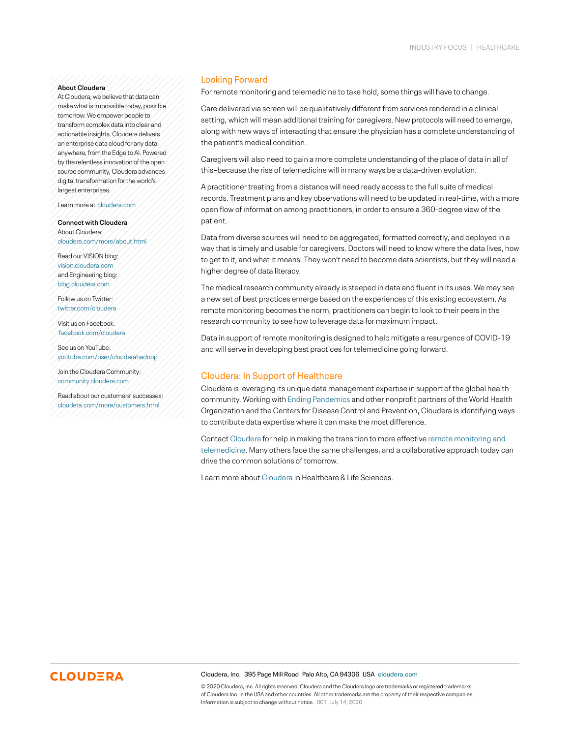## Looking Forward

For remote monitoring and telemedicine to take hold, some things will have to change.

Care delivered via screen will be qualitatively different from services rendered in a clinical setting, which will mean additional training for caregivers. New protocols will need to emerge, along with new ways of interacting that ensure the physician has a complete understanding of the patient's medical condition.

Caregivers will also need to gain a more complete understanding of the place of data in all of this–because the rise of telemedicine will in many ways be a data-driven evolution.

A practitioner treating from a distance will need ready access to the full suite of medical records. Treatment plans and key observations will need to be updated in real-time, with a more open flow of information among practitioners, in order to ensure a 360-degree view of the patient.

Data from diverse sources will need to be aggregated, formatted correctly, and deployed in a way that is timely and usable for caregivers. Doctors will need to know where the data lives, how to get to it, and what it means. They won't need to become data scientists, but they will need a higher degree of data literacy.

The medical research community already is steeped in data and fluent in its uses. We may see a new set of best practices emerge based on the experiences of this existing ecosystem. As remote monitoring becomes the norm, practitioners can begin to look to their peers in the research community to see how to leverage data for maximum impact.

Data in support of remote monitoring is designed to help mitigate a resurgence of COVID-19 and will serve in developing best practices for telemedicine going forward.

## Cloudera: In Support of Healthcare

Cloudera is leveraging its unique data management expertise in support of the global health community. Working with Ending Pandemics and other nonprofit partners of the World Health Organization and the Centers for Disease Control and Prevention, Cloudera is identifying ways to contribute data expertise where it can make the most difference.

Contact Cloudera for help in making the transition to more effective remote monitoring and telemedicine. Many others face the same challenges, and a collaborative approach today can drive the common solutions of tomorrow.

Learn more about Cloudera in Healthcare & Life Sciences.

**About Cloudera**

At Cloudera, we believe that data can make what is impossible today, possible tomorrow. We empower people to transform complex data into clear and actionable insights. Cloudera delivers an enterprise data cloud for any data, anywhere, from the Edge to AI. Powered by the relentless innovation of the open source community, Cloudera advances digital transformation for the world's largest enterprises.

Learn more at cloudera.com

**Connect with Cloudera**

About Cloudera:
cloudera.com/more/about.html

Read our VISION blog:
vision.cloudera.com
and Engineering blog:
blog.cloudera.com

Follow us on Twitter:
twitter.com/cloudera

Visit us on Facebook:
facebook.com/cloudera

See us on YouTube:
youtube.com/user/clouderahadoop

Join the Cloudera Community:
community.cloudera.com

Read about our customers' successes:
cloudera.com/more/customers.html

CLOUDERA

Cloudera, Inc. 395 Page Mill Road Palo Alto, CA 94306 USA cloudera.com

© 2020 Cloudera, Inc. All rights reserved. Cloudera and the Cloudera logo are trademarks or registered trademarks of Cloudera Inc. in the USA and other countries. All other trademarks are the property of their respective companies. Information is subject to change without notice. 001 July 14, 2020